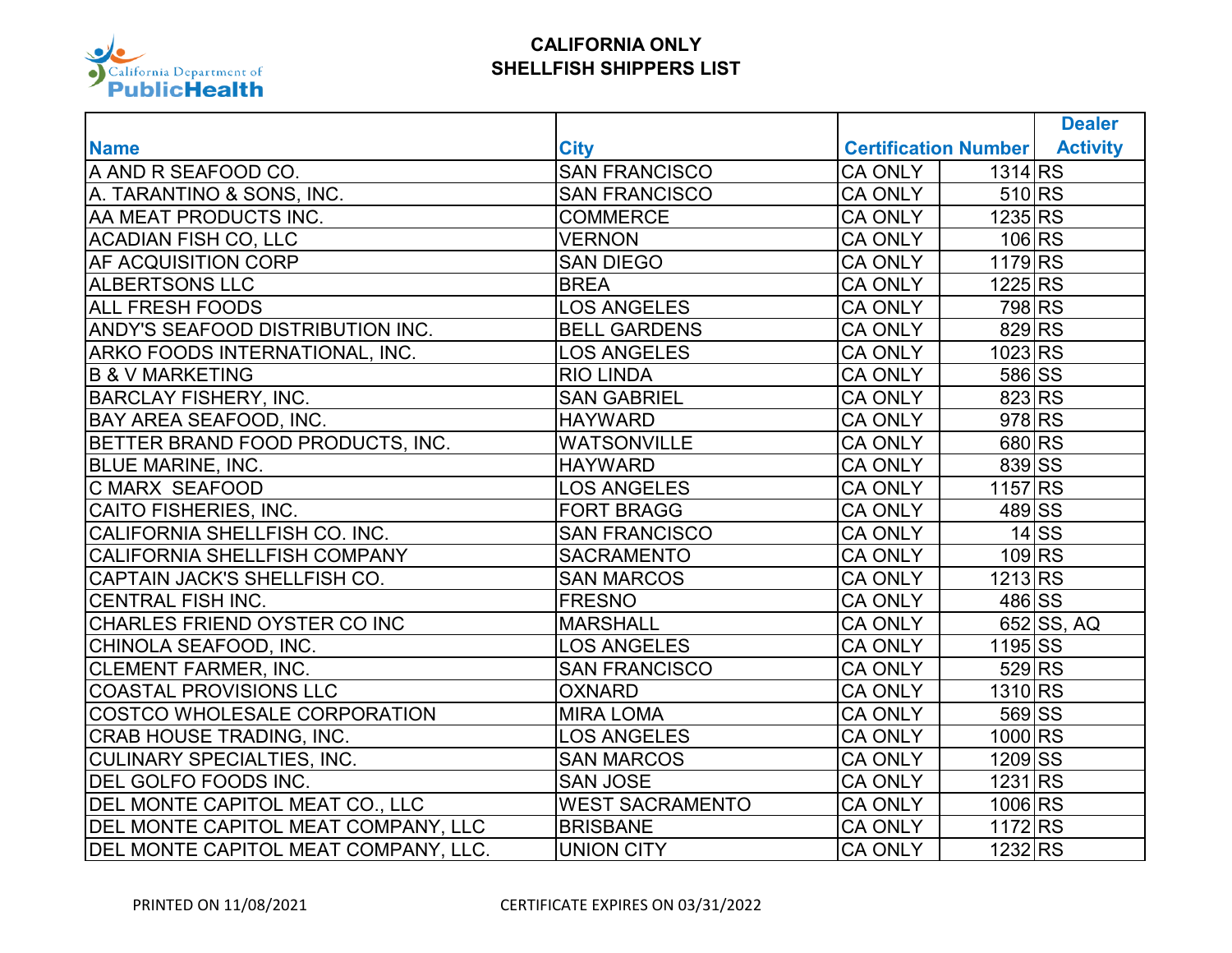# CALIFORNIA ONLY
# SHELLFISH SHIPPERS LIST

| Name | City | Certification Number | | Dealer Activity |
|---|---|---|---|---|
| A AND R SEAFOOD CO. | SAN FRANCISCO | CA ONLY | 1314 | RS |
| A. TARANTINO & SONS, INC. | SAN FRANCISCO | CA ONLY | 510 | RS |
| AA MEAT PRODUCTS INC. | COMMERCE | CA ONLY | 1235 | RS |
| ACADIAN FISH CO, LLC | VERNON | CA ONLY | 106 | RS |
| AF ACQUISITION CORP | SAN DIEGO | CA ONLY | 1179 | RS |
| ALBERTSONS LLC | BREA | CA ONLY | 1225 | RS |
| ALL FRESH FOODS | LOS ANGELES | CA ONLY | 798 | RS |
| ANDY'S SEAFOOD DISTRIBUTION INC. | BELL GARDENS | CA ONLY | 829 | RS |
| ARKO FOODS INTERNATIONAL, INC. | LOS ANGELES | CA ONLY | 1023 | RS |
| B & V MARKETING | RIO LINDA | CA ONLY | 586 | SS |
| BARCLAY FISHERY, INC. | SAN GABRIEL | CA ONLY | 823 | RS |
| BAY AREA SEAFOOD, INC. | HAYWARD | CA ONLY | 978 | RS |
| BETTER BRAND FOOD PRODUCTS, INC. | WATSONVILLE | CA ONLY | 680 | RS |
| BLUE MARINE, INC. | HAYWARD | CA ONLY | 839 | SS |
| C MARX SEAFOOD | LOS ANGELES | CA ONLY | 1157 | RS |
| CAITO FISHERIES, INC. | FORT BRAGG | CA ONLY | 489 | SS |
| CALIFORNIA SHELLFISH CO. INC. | SAN FRANCISCO | CA ONLY | 14 | SS |
| CALIFORNIA SHELLFISH COMPANY | SACRAMENTO | CA ONLY | 109 | RS |
| CAPTAIN JACK'S SHELLFISH CO. | SAN MARCOS | CA ONLY | 1213 | RS |
| CENTRAL FISH INC. | FRESNO | CA ONLY | 486 | SS |
| CHARLES FRIEND OYSTER CO INC | MARSHALL | CA ONLY | 652 | SS, AQ |
| CHINOLA SEAFOOD, INC. | LOS ANGELES | CA ONLY | 1195 | SS |
| CLEMENT FARMER, INC. | SAN FRANCISCO | CA ONLY | 529 | RS |
| COASTAL PROVISIONS LLC | OXNARD | CA ONLY | 1310 | RS |
| COSTCO WHOLESALE CORPORATION | MIRA LOMA | CA ONLY | 569 | SS |
| CRAB HOUSE TRADING, INC. | LOS ANGELES | CA ONLY | 1000 | RS |
| CULINARY SPECIALTIES, INC. | SAN MARCOS | CA ONLY | 1209 | SS |
| DEL GOLFO FOODS INC. | SAN JOSE | CA ONLY | 1231 | RS |
| DEL MONTE CAPITOL MEAT CO., LLC | WEST SACRAMENTO | CA ONLY | 1006 | RS |
| DEL MONTE CAPITOL MEAT COMPANY, LLC | BRISBANE | CA ONLY | 1172 | RS |
| DEL MONTE CAPITOL MEAT COMPANY, LLC. | UNION CITY | CA ONLY | 1232 | RS |

PRINTED ON 11/08/2021 CERTIFICATE EXPIRES ON 03/31/2022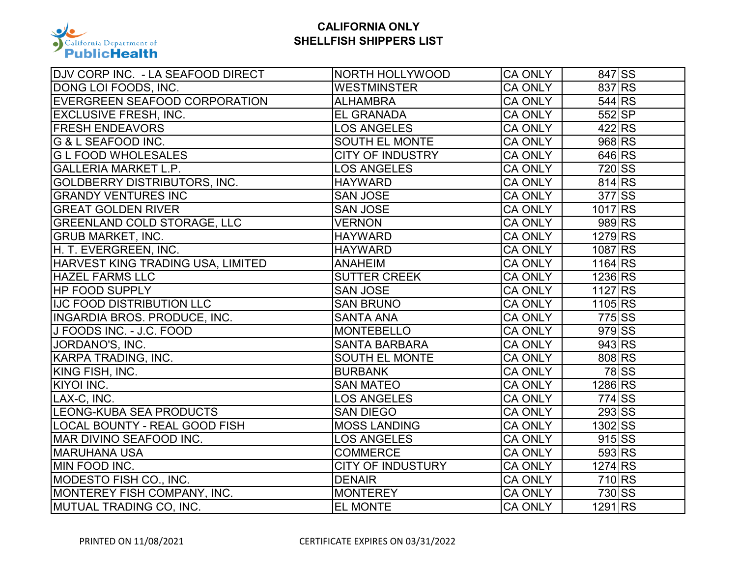**CALIFORNIA ONLY**
**SHELLFISH SHIPPERS LIST**

| | | | | |
|---|---|---|---|---|
| DJV CORP INC. - LA SEAFOOD DIRECT | NORTH HOLLYWOOD | CA ONLY | 847 | SS |
| DONG LOI FOODS, INC. | WESTMINSTER | CA ONLY | 837 | RS |
| EVERGREEN SEAFOOD CORPORATION | ALHAMBRA | CA ONLY | 544 | RS |
| EXCLUSIVE FRESH, INC. | EL GRANADA | CA ONLY | 552 | SP |
| FRESH ENDEAVORS | LOS ANGELES | CA ONLY | 422 | RS |
| G & L SEAFOOD INC. | SOUTH EL MONTE | CA ONLY | 968 | RS |
| G L FOOD WHOLESALES | CITY OF INDUSTRY | CA ONLY | 646 | RS |
| GALLERIA MARKET L.P. | LOS ANGELES | CA ONLY | 720 | SS |
| GOLDBERRY DISTRIBUTORS, INC. | HAYWARD | CA ONLY | 814 | RS |
| GRANDY VENTURES INC | SAN JOSE | CA ONLY | 377 | SS |
| GREAT GOLDEN RIVER | SAN JOSE | CA ONLY | 1017 | RS |
| GREENLAND COLD STORAGE, LLC | VERNON | CA ONLY | 989 | RS |
| GRUB MARKET, INC. | HAYWARD | CA ONLY | 1279 | RS |
| H. T. EVERGREEN, INC. | HAYWARD | CA ONLY | 1087 | RS |
| HARVEST KING TRADING USA, LIMITED | ANAHEIM | CA ONLY | 1164 | RS |
| HAZEL FARMS LLC | SUTTER CREEK | CA ONLY | 1236 | RS |
| HP FOOD SUPPLY | SAN JOSE | CA ONLY | 1127 | RS |
| IJC FOOD DISTRIBUTION LLC | SAN BRUNO | CA ONLY | 1105 | RS |
| INGARDIA BROS. PRODUCE, INC. | SANTA ANA | CA ONLY | 775 | SS |
| J FOODS INC. - J.C. FOOD | MONTEBELLO | CA ONLY | 979 | SS |
| JORDANO'S, INC. | SANTA BARBARA | CA ONLY | 943 | RS |
| KARPA TRADING, INC. | SOUTH EL MONTE | CA ONLY | 808 | RS |
| KING FISH, INC. | BURBANK | CA ONLY | 78 | SS |
| KIYOI INC. | SAN MATEO | CA ONLY | 1286 | RS |
| LAX-C, INC. | LOS ANGELES | CA ONLY | 774 | SS |
| LEONG-KUBA SEA PRODUCTS | SAN DIEGO | CA ONLY | 293 | SS |
| LOCAL BOUNTY - REAL GOOD FISH | MOSS LANDING | CA ONLY | 1302 | SS |
| MAR DIVINO SEAFOOD INC. | LOS ANGELES | CA ONLY | 915 | SS |
| MARUHANA USA | COMMERCE | CA ONLY | 593 | RS |
| MIN FOOD INC. | CITY OF INDUSTRY | CA ONLY | 1274 | RS |
| MODESTO FISH CO., INC. | DENAIR | CA ONLY | 710 | RS |
| MONTEREY FISH COMPANY, INC. | MONTEREY | CA ONLY | 730 | SS |
| MUTUAL TRADING CO, INC. | EL MONTE | CA ONLY | 1291 | RS |

PRINTED ON 11/08/2021 CERTIFICATE EXPIRES ON 03/31/2022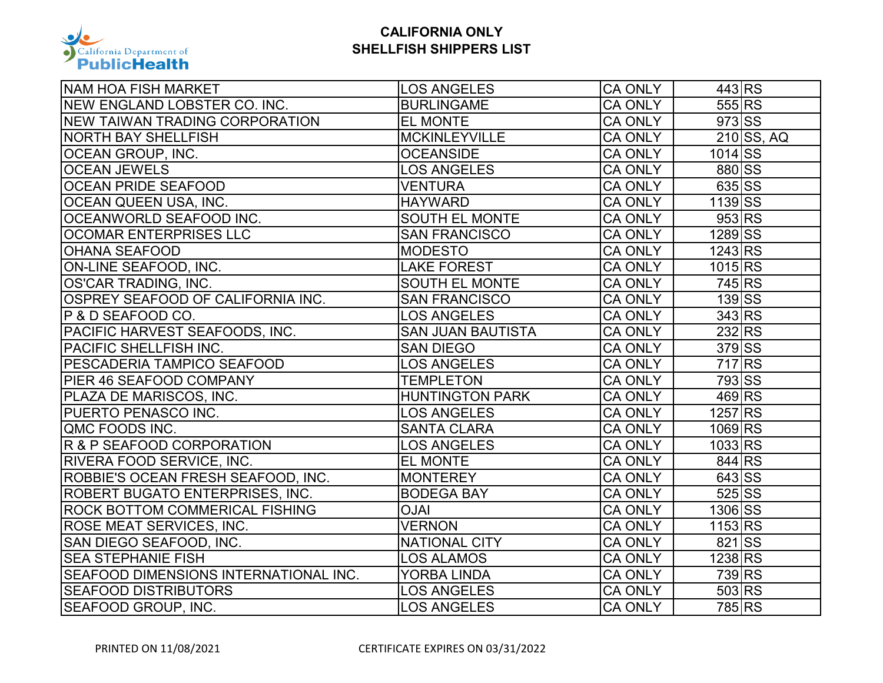**CALIFORNIA ONLY**
**SHELLFISH SHIPPERS LIST**

| | | | | |
|---|---|---|---|---|
| NAM HOA FISH MARKET | LOS ANGELES | CA ONLY | 443 | RS |
| NEW ENGLAND LOBSTER CO. INC. | BURLINGAME | CA ONLY | 555 | RS |
| NEW TAIWAN TRADING CORPORATION | EL MONTE | CA ONLY | 973 | SS |
| NORTH BAY SHELLFISH | MCKINLEYVILLE | CA ONLY | 210 | SS, AQ |
| OCEAN GROUP, INC. | OCEANSIDE | CA ONLY | 1014 | SS |
| OCEAN JEWELS | LOS ANGELES | CA ONLY | 880 | SS |
| OCEAN PRIDE SEAFOOD | VENTURA | CA ONLY | 635 | SS |
| OCEAN QUEEN USA, INC. | HAYWARD | CA ONLY | 1139 | SS |
| OCEANWORLD SEAFOOD INC. | SOUTH EL MONTE | CA ONLY | 953 | RS |
| OCOMAR ENTERPRISES LLC | SAN FRANCISCO | CA ONLY | 1289 | SS |
| OHANA SEAFOOD | MODESTO | CA ONLY | 1243 | RS |
| ON-LINE SEAFOOD, INC. | LAKE FOREST | CA ONLY | 1015 | RS |
| OS'CAR TRADING, INC. | SOUTH EL MONTE | CA ONLY | 745 | RS |
| OSPREY SEAFOOD OF CALIFORNIA INC. | SAN FRANCISCO | CA ONLY | 139 | SS |
| P & D SEAFOOD CO. | LOS ANGELES | CA ONLY | 343 | RS |
| PACIFIC HARVEST SEAFOODS, INC. | SAN JUAN BAUTISTA | CA ONLY | 232 | RS |
| PACIFIC SHELLFISH INC. | SAN DIEGO | CA ONLY | 379 | SS |
| PESCADERIA TAMPICO SEAFOOD | LOS ANGELES | CA ONLY | 717 | RS |
| PIER 46 SEAFOOD COMPANY | TEMPLETON | CA ONLY | 793 | SS |
| PLAZA DE MARISCOS, INC. | HUNTINGTON PARK | CA ONLY | 469 | RS |
| PUERTO PENASCO INC. | LOS ANGELES | CA ONLY | 1257 | RS |
| QMC FOODS INC. | SANTA CLARA | CA ONLY | 1069 | RS |
| R & P SEAFOOD CORPORATION | LOS ANGELES | CA ONLY | 1033 | RS |
| RIVERA FOOD SERVICE, INC. | EL MONTE | CA ONLY | 844 | RS |
| ROBBIE'S OCEAN FRESH SEAFOOD, INC. | MONTEREY | CA ONLY | 643 | SS |
| ROBERT BUGATO ENTERPRISES, INC. | BODEGA BAY | CA ONLY | 525 | SS |
| ROCK BOTTOM COMMERICAL FISHING | OJAI | CA ONLY | 1306 | SS |
| ROSE MEAT SERVICES, INC. | VERNON | CA ONLY | 1153 | RS |
| SAN DIEGO SEAFOOD, INC. | NATIONAL CITY | CA ONLY | 821 | SS |
| SEA STEPHANIE FISH | LOS ALAMOS | CA ONLY | 1238 | RS |
| SEAFOOD DIMENSIONS INTERNATIONAL INC. | YORBA LINDA | CA ONLY | 739 | RS |
| SEAFOOD DISTRIBUTORS | LOS ANGELES | CA ONLY | 503 | RS |
| SEAFOOD GROUP, INC. | LOS ANGELES | CA ONLY | 785 | RS |

PRINTED ON 11/08/2021 CERTIFICATE EXPIRES ON 03/31/2022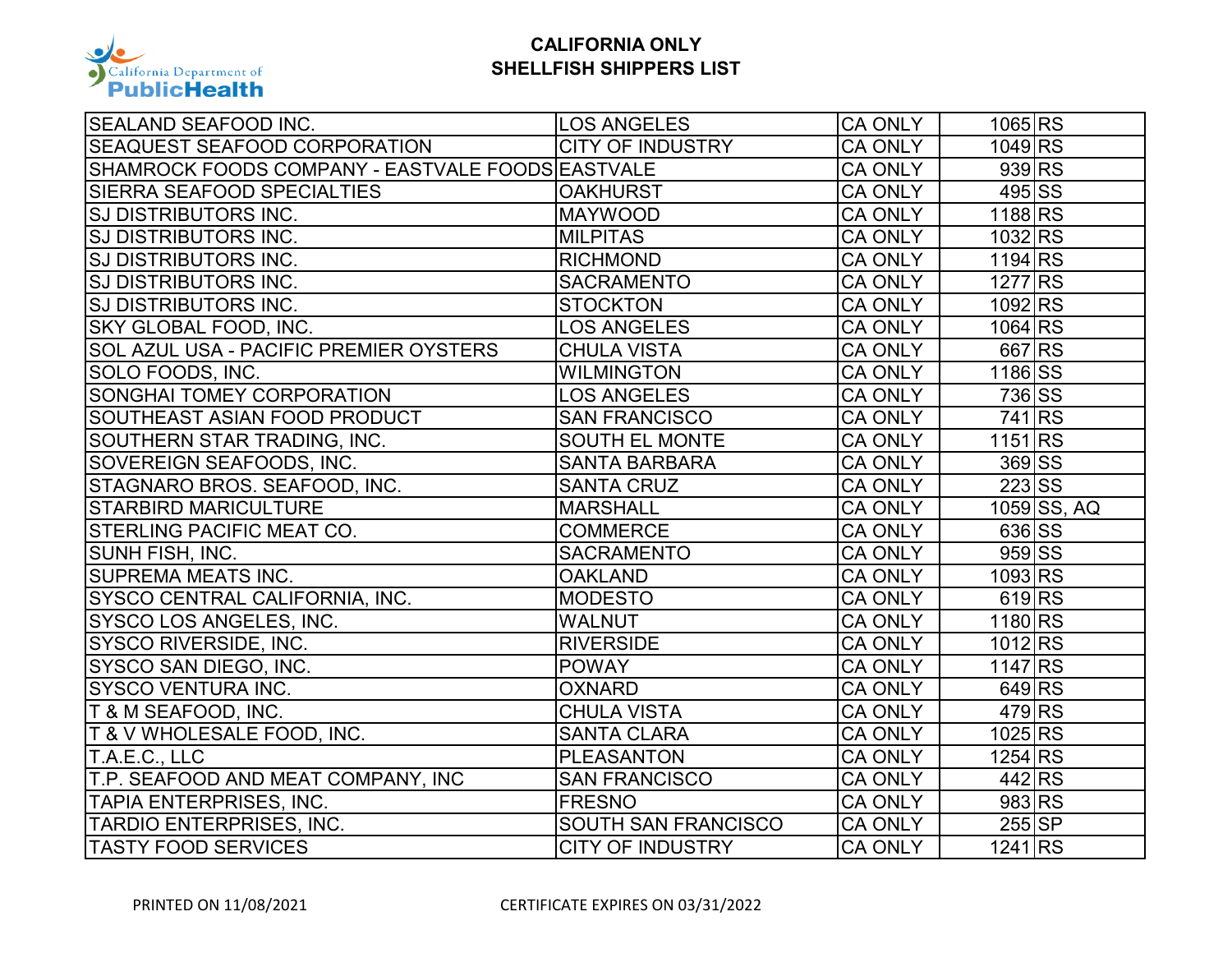**CALIFORNIA ONLY**
**SHELLFISH SHIPPERS LIST**

| | | | | |
|---|---|---|---|---|
| SEALAND SEAFOOD INC. | LOS ANGELES | CA ONLY | 1065 | RS |
| SEAQUEST SEAFOOD CORPORATION | CITY OF INDUSTRY | CA ONLY | 1049 | RS |
| SHAMROCK FOODS COMPANY - EASTVALE FOODS | EASTVALE | CA ONLY | 939 | RS |
| SIERRA SEAFOOD SPECIALTIES | OAKHURST | CA ONLY | 495 | SS |
| SJ DISTRIBUTORS INC. | MAYWOOD | CA ONLY | 1188 | RS |
| SJ DISTRIBUTORS INC. | MILPITAS | CA ONLY | 1032 | RS |
| SJ DISTRIBUTORS INC. | RICHMOND | CA ONLY | 1194 | RS |
| SJ DISTRIBUTORS INC. | SACRAMENTO | CA ONLY | 1277 | RS |
| SJ DISTRIBUTORS INC. | STOCKTON | CA ONLY | 1092 | RS |
| SKY GLOBAL FOOD, INC. | LOS ANGELES | CA ONLY | 1064 | RS |
| SOL AZUL USA - PACIFIC PREMIER OYSTERS | CHULA VISTA | CA ONLY | 667 | RS |
| SOLO FOODS, INC. | WILMINGTON | CA ONLY | 1186 | SS |
| SONGHAI TOMEY CORPORATION | LOS ANGELES | CA ONLY | 736 | SS |
| SOUTHEAST ASIAN FOOD PRODUCT | SAN FRANCISCO | CA ONLY | 741 | RS |
| SOUTHERN STAR TRADING, INC. | SOUTH EL MONTE | CA ONLY | 1151 | RS |
| SOVEREIGN SEAFOODS, INC. | SANTA BARBARA | CA ONLY | 369 | SS |
| STAGNARO BROS. SEAFOOD, INC. | SANTA CRUZ | CA ONLY | 223 | SS |
| STARBIRD MARICULTURE | MARSHALL | CA ONLY | 1059 | SS, AQ |
| STERLING PACIFIC MEAT CO. | COMMERCE | CA ONLY | 636 | SS |
| SUNH FISH, INC. | SACRAMENTO | CA ONLY | 959 | SS |
| SUPREMA MEATS INC. | OAKLAND | CA ONLY | 1093 | RS |
| SYSCO CENTRAL CALIFORNIA, INC. | MODESTO | CA ONLY | 619 | RS |
| SYSCO LOS ANGELES, INC. | WALNUT | CA ONLY | 1180 | RS |
| SYSCO RIVERSIDE, INC. | RIVERSIDE | CA ONLY | 1012 | RS |
| SYSCO SAN DIEGO, INC. | POWAY | CA ONLY | 1147 | RS |
| SYSCO VENTURA INC. | OXNARD | CA ONLY | 649 | RS |
| T & M SEAFOOD, INC. | CHULA VISTA | CA ONLY | 479 | RS |
| T & V WHOLESALE FOOD, INC. | SANTA CLARA | CA ONLY | 1025 | RS |
| T.A.E.C., LLC | PLEASANTON | CA ONLY | 1254 | RS |
| T.P. SEAFOOD AND MEAT COMPANY, INC | SAN FRANCISCO | CA ONLY | 442 | RS |
| TAPIA ENTERPRISES, INC. | FRESNO | CA ONLY | 983 | RS |
| TARDIO ENTERPRISES, INC. | SOUTH SAN FRANCISCO | CA ONLY | 255 | SP |
| TASTY FOOD SERVICES | CITY OF INDUSTRY | CA ONLY | 1241 | RS |

PRINTED ON 11/08/2021 CERTIFICATE EXPIRES ON 03/31/2022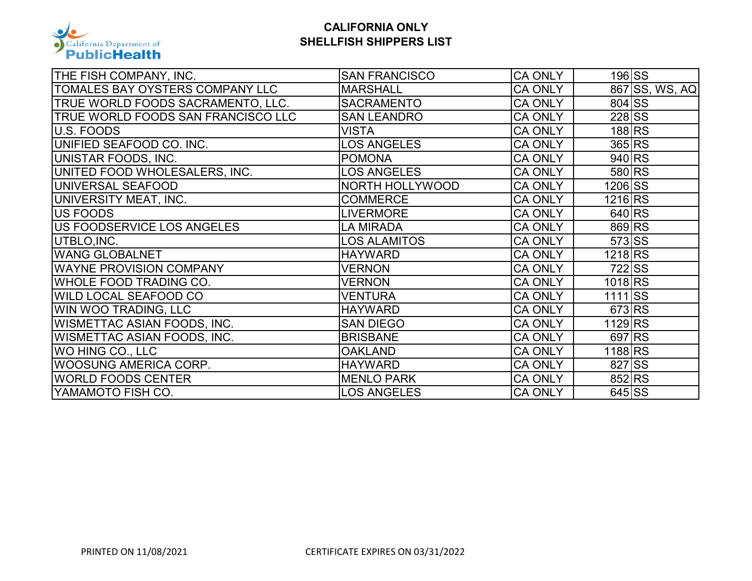**CALIFORNIA ONLY**
**SHELLFISH SHIPPERS LIST**

| | | | | |
|---|---|---|---|---|
| THE FISH COMPANY, INC. | SAN FRANCISCO | CA ONLY | 196 | SS |
| TOMALES BAY OYSTERS COMPANY LLC | MARSHALL | CA ONLY | 867 | SS, WS, AQ |
| TRUE WORLD FOODS SACRAMENTO, LLC. | SACRAMENTO | CA ONLY | 804 | SS |
| TRUE WORLD FOODS SAN FRANCISCO LLC | SAN LEANDRO | CA ONLY | 228 | SS |
| U.S. FOODS | VISTA | CA ONLY | 188 | RS |
| UNIFIED SEAFOOD CO. INC. | LOS ANGELES | CA ONLY | 365 | RS |
| UNISTAR FOODS, INC. | POMONA | CA ONLY | 940 | RS |
| UNITED FOOD WHOLESALERS, INC. | LOS ANGELES | CA ONLY | 580 | RS |
| UNIVERSAL SEAFOOD | NORTH HOLLYWOOD | CA ONLY | 1206 | SS |
| UNIVERSITY MEAT, INC. | COMMERCE | CA ONLY | 1216 | RS |
| US FOODS | LIVERMORE | CA ONLY | 640 | RS |
| US FOODSERVICE LOS ANGELES | LA MIRADA | CA ONLY | 869 | RS |
| UTBLO,INC. | LOS ALAMITOS | CA ONLY | 573 | SS |
| WANG GLOBALNET | HAYWARD | CA ONLY | 1218 | RS |
| WAYNE PROVISION COMPANY | VERNON | CA ONLY | 722 | SS |
| WHOLE FOOD TRADING CO. | VERNON | CA ONLY | 1018 | RS |
| WILD LOCAL SEAFOOD CO | VENTURA | CA ONLY | 1111 | SS |
| WIN WOO TRADING, LLC | HAYWARD | CA ONLY | 673 | RS |
| WISMETTAC ASIAN FOODS, INC. | SAN DIEGO | CA ONLY | 1129 | RS |
| WISMETTAC ASIAN FOODS, INC. | BRISBANE | CA ONLY | 697 | RS |
| WO HING CO., LLC | OAKLAND | CA ONLY | 1188 | RS |
| WOOSUNG AMERICA CORP. | HAYWARD | CA ONLY | 827 | SS |
| WORLD FOODS CENTER | MENLO PARK | CA ONLY | 852 | RS |
| YAMAMOTO FISH CO. | LOS ANGELES | CA ONLY | 645 | SS |

PRINTED ON 11/08/2021 CERTIFICATE EXPIRES ON 03/31/2022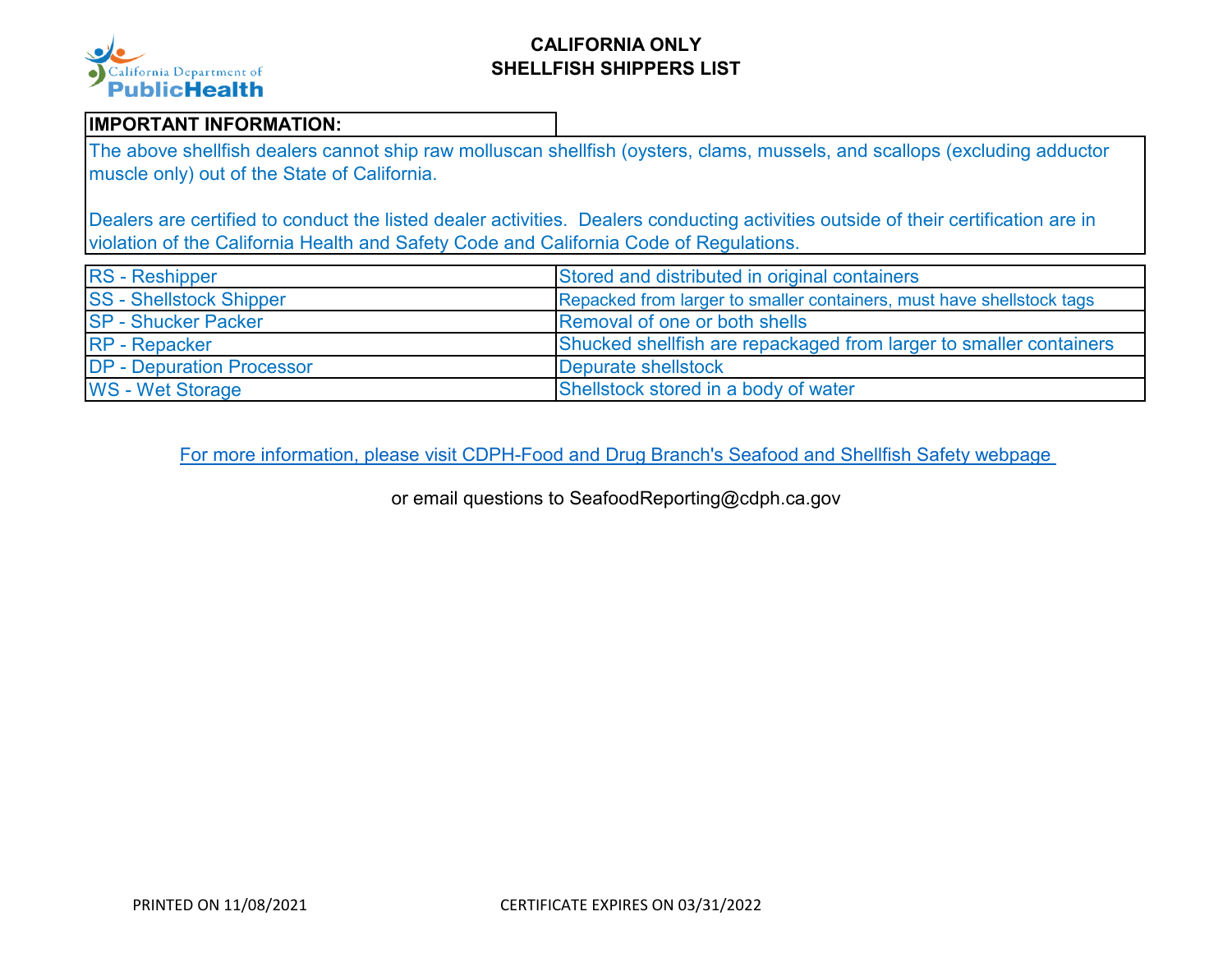# CALIFORNIA ONLY
# SHELLFISH SHIPPERS LIST

**IMPORTANT INFORMATION:**

The above shellfish dealers cannot ship raw molluscan shellfish (oysters, clams, mussels, and scallops (excluding adductor muscle only) out of the State of California.

Dealers are certified to conduct the listed dealer activities. Dealers conducting activities outside of their certification are in violation of the California Health and Safety Code and California Code of Regulations.

| | |
|---|---|
| RS - Reshipper | Stored and distributed in original containers |
| SS - Shellstock Shipper | Repacked from larger to smaller containers, must have shellstock tags |
| SP - Shucker Packer | Removal of one or both shells |
| RP - Repacker | Shucked shellfish are repackaged from larger to smaller containers |
| DP - Depuration Processor | Depurate shellstock |
| WS - Wet Storage | Shellstock stored in a body of water |

For more information, please visit CDPH-Food and Drug Branch's Seafood and Shellfish Safety webpage

or email questions to SeafoodReporting@cdph.ca.gov

PRINTED ON 11/08/2021 CERTIFICATE EXPIRES ON 03/31/2022